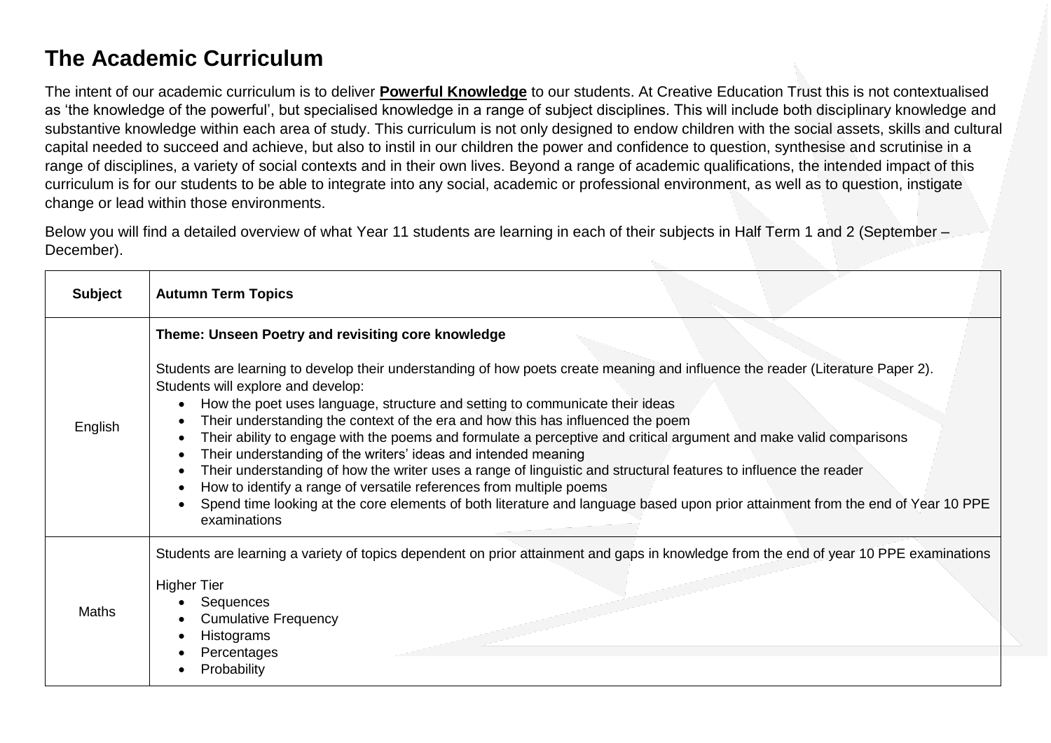# The Academic Curriculum

The intent of our academic curriculum is to deliver **Powerful Knowledge** to our students. At Creative Education Trust this is not contextualised as 'the knowledge of the powerful', but specialised knowledge in a range of subject disciplines. This will include both disciplinary knowledge and substantive knowledge within each area of study. This curriculum is not only designed to endow children with the social assets, skills and cultural capital needed to succeed and achieve, but also to instil in our children the power and confidence to question, synthesise and scrutinise in a range of disciplines, a variety of social contexts and in their own lives. Beyond a range of academic qualifications, the intended impact of this curriculum is for our students to be able to integrate into any social, academic or professional environment, as well as to question, instigate change or lead within those environments.

Below you will find a detailed overview of what Year 11 students are learning in each of their subjects in Half Term 1 and 2 (September – December).

| Subject | Autumn Term Topics |
| --- | --- |
| English | **Theme: Unseen Poetry and revisiting core knowledge**<br><br>Students are learning to develop their understanding of how poets create meaning and influence the reader (Literature Paper 2). Students will explore and develop:<br>• How the poet uses language, structure and setting to communicate their ideas<br>• Their understanding the context of the era and how this has influenced the poem<br>• Their ability to engage with the poems and formulate a perceptive and critical argument and make valid comparisons<br>• Their understanding of the writers' ideas and intended meaning<br>• Their understanding of how the writer uses a range of linguistic and structural features to influence the reader<br>• How to identify a range of versatile references from multiple poems<br>• Spend time looking at the core elements of both literature and language based upon prior attainment from the end of Year 10 PPE examinations |
| Maths | Students are learning a variety of topics dependent on prior attainment and gaps in knowledge from the end of year 10 PPE examinations<br><br>Higher Tier<br>• Sequences<br>• Cumulative Frequency<br>• Histograms<br>• Percentages<br>• Probability |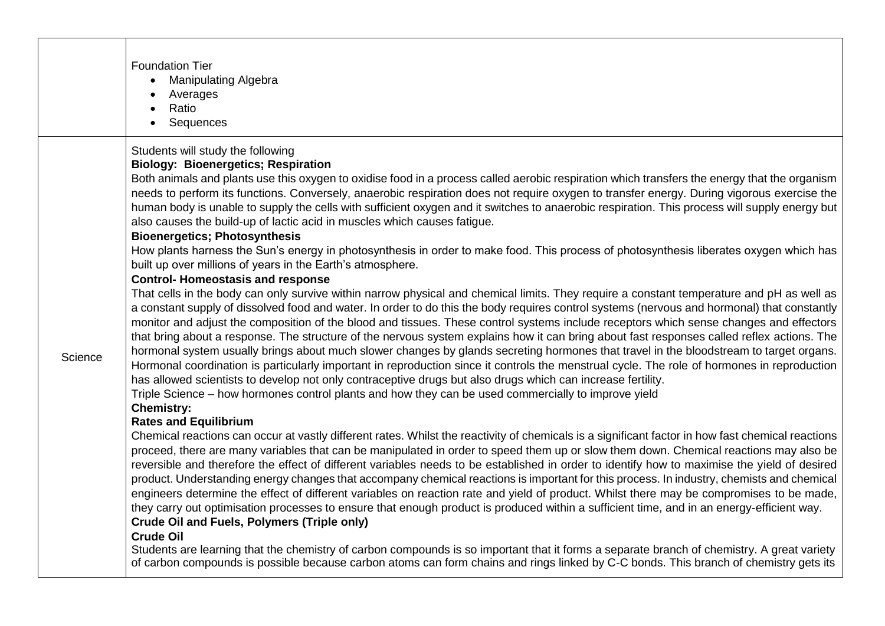| | |
|---|---|
| | Foundation Tier<br>• Manipulating Algebra<br>• Averages<br>• Ratio<br>• Sequences |
| Science | Students will study the following<br>**Biology: Bioenergetics; Respiration**<br>Both animals and plants use this oxygen to oxidise food in a process called aerobic respiration which transfers the energy that the organism needs to perform its functions. Conversely, anaerobic respiration does not require oxygen to transfer energy. During vigorous exercise the human body is unable to supply the cells with sufficient oxygen and it switches to anaerobic respiration. This process will supply energy but also causes the build-up of lactic acid in muscles which causes fatigue.<br>**Bioenergetics; Photosynthesis**<br>How plants harness the Sun's energy in photosynthesis in order to make food. This process of photosynthesis liberates oxygen which has built up over millions of years in the Earth's atmosphere.<br>**Control- Homeostasis and response**<br>That cells in the body can only survive within narrow physical and chemical limits. They require a constant temperature and pH as well as a constant supply of dissolved food and water. In order to do this the body requires control systems (nervous and hormonal) that constantly monitor and adjust the composition of the blood and tissues. These control systems include receptors which sense changes and effectors that bring about a response. The structure of the nervous system explains how it can bring about fast responses called reflex actions. The hormonal system usually brings about much slower changes by glands secreting hormones that travel in the bloodstream to target organs. Hormonal coordination is particularly important in reproduction since it controls the menstrual cycle. The role of hormones in reproduction has allowed scientists to develop not only contraceptive drugs but also drugs which can increase fertility.<br>Triple Science – how hormones control plants and how they can be used commercially to improve yield<br>**Chemistry:**<br>**Rates and Equilibrium**<br>Chemical reactions can occur at vastly different rates. Whilst the reactivity of chemicals is a significant factor in how fast chemical reactions proceed, there are many variables that can be manipulated in order to speed them up or slow them down. Chemical reactions may also be reversible and therefore the effect of different variables needs to be established in order to identify how to maximise the yield of desired product. Understanding energy changes that accompany chemical reactions is important for this process. In industry, chemists and chemical engineers determine the effect of different variables on reaction rate and yield of product. Whilst there may be compromises to be made, they carry out optimisation processes to ensure that enough product is produced within a sufficient time, and in an energy-efficient way.<br>**Crude Oil and Fuels, Polymers (Triple only)**<br>**Crude Oil**<br>Students are learning that the chemistry of carbon compounds is so important that it forms a separate branch of chemistry. A great variety of carbon compounds is possible because carbon atoms can form chains and rings linked by C-C bonds. This branch of chemistry gets its |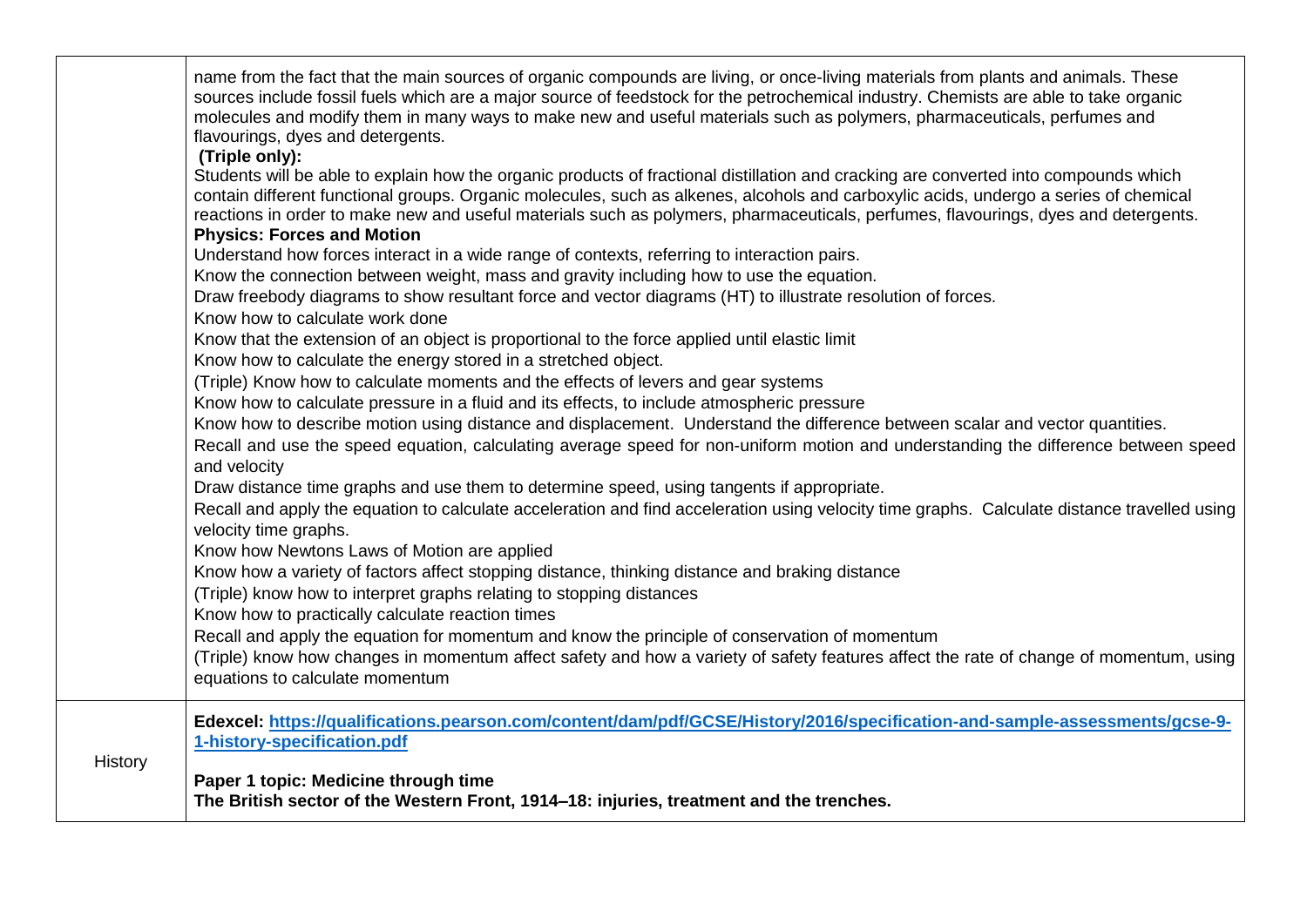| | |
|---|---|
| | name from the fact that the main sources of organic compounds are living, or once-living materials from plants and animals. These sources include fossil fuels which are a major source of feedstock for the petrochemical industry. Chemists are able to take organic molecules and modify them in many ways to make new and useful materials such as polymers, pharmaceuticals, perfumes and flavourings, dyes and detergents.<br>**(Triple only):**<br>Students will be able to explain how the organic products of fractional distillation and cracking are converted into compounds which contain different functional groups. Organic molecules, such as alkenes, alcohols and carboxylic acids, undergo a series of chemical reactions in order to make new and useful materials such as polymers, pharmaceuticals, perfumes, flavourings, dyes and detergents.<br>**Physics: Forces and Motion**<br>Understand how forces interact in a wide range of contexts, referring to interaction pairs.<br>Know the connection between weight, mass and gravity including how to use the equation.<br>Draw freebody diagrams to show resultant force and vector diagrams (HT) to illustrate resolution of forces.<br>Know how to calculate work done<br>Know that the extension of an object is proportional to the force applied until elastic limit<br>Know how to calculate the energy stored in a stretched object.<br>(Triple) Know how to calculate moments and the effects of levers and gear systems<br>Know how to calculate pressure in a fluid and its effects, to include atmospheric pressure<br>Know how to describe motion using distance and displacement. Understand the difference between scalar and vector quantities.<br>Recall and use the speed equation, calculating average speed for non-uniform motion and understanding the difference between speed and velocity<br>Draw distance time graphs and use them to determine speed, using tangents if appropriate.<br>Recall and apply the equation to calculate acceleration and find acceleration using velocity time graphs. Calculate distance travelled using velocity time graphs.<br>Know how Newtons Laws of Motion are applied<br>Know how a variety of factors affect stopping distance, thinking distance and braking distance<br>(Triple) know how to interpret graphs relating to stopping distances<br>Know how to practically calculate reaction times<br>Recall and apply the equation for momentum and know the principle of conservation of momentum<br>(Triple) know how changes in momentum affect safety and how a variety of safety features affect the rate of change of momentum, using equations to calculate momentum |
| History | **Edexcel: https://qualifications.pearson.com/content/dam/pdf/GCSE/History/2016/specification-and-sample-assessments/gcse-9-1-history-specification.pdf**<br><br>**Paper 1 topic: Medicine through time**<br>**The British sector of the Western Front, 1914–18: injuries, treatment and the trenches.** |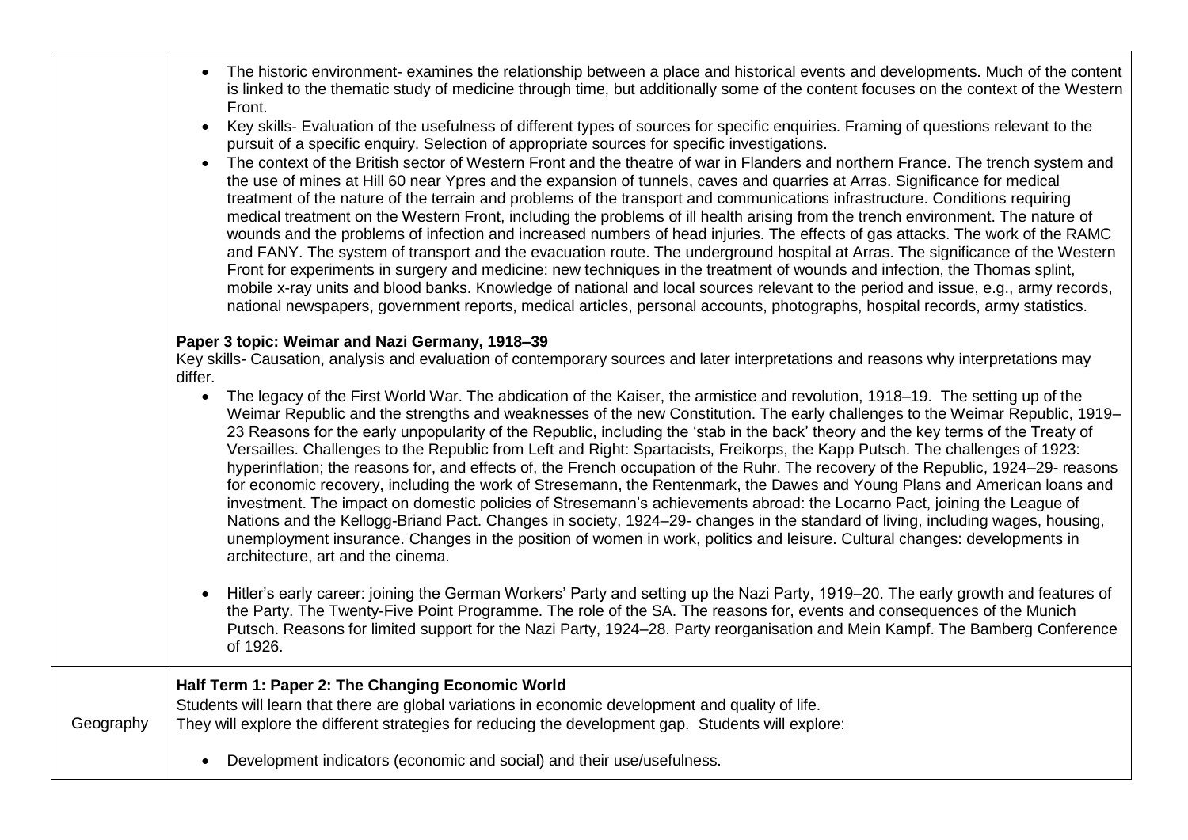|  |  |
|---|---|
|  | • The historic environment- examines the relationship between a place and historical events and developments. Much of the content is linked to the thematic study of medicine through time, but additionally some of the content focuses on the context of the Western Front.<br>• Key skills- Evaluation of the usefulness of different types of sources for specific enquiries. Framing of questions relevant to the pursuit of a specific enquiry. Selection of appropriate sources for specific investigations.<br>• The context of the British sector of Western Front and the theatre of war in Flanders and northern France. The trench system and the use of mines at Hill 60 near Ypres and the expansion of tunnels, caves and quarries at Arras. Significance for medical treatment of the nature of the terrain and problems of the transport and communications infrastructure. Conditions requiring medical treatment on the Western Front, including the problems of ill health arising from the trench environment. The nature of wounds and the problems of infection and increased numbers of head injuries. The effects of gas attacks. The work of the RAMC and FANY. The system of transport and the evacuation route. The underground hospital at Arras. The significance of the Western Front for experiments in surgery and medicine: new techniques in the treatment of wounds and infection, the Thomas splint, mobile x-ray units and blood banks. Knowledge of national and local sources relevant to the period and issue, e.g., army records, national newspapers, government reports, medical articles, personal accounts, photographs, hospital records, army statistics.<br><br>**Paper 3 topic: Weimar and Nazi Germany, 1918–39**<br>Key skills- Causation, analysis and evaluation of contemporary sources and later interpretations and reasons why interpretations may differ.<br>• The legacy of the First World War. The abdication of the Kaiser, the armistice and revolution, 1918–19. The setting up of the Weimar Republic and the strengths and weaknesses of the new Constitution. The early challenges to the Weimar Republic, 1919–23 Reasons for the early unpopularity of the Republic, including the 'stab in the back' theory and the key terms of the Treaty of Versailles. Challenges to the Republic from Left and Right: Spartacists, Freikorps, the Kapp Putsch. The challenges of 1923: hyperinflation; the reasons for, and effects of, the French occupation of the Ruhr. The recovery of the Republic, 1924–29- reasons for economic recovery, including the work of Stresemann, the Rentenmark, the Dawes and Young Plans and American loans and investment. The impact on domestic policies of Stresemann's achievements abroad: the Locarno Pact, joining the League of Nations and the Kellogg-Briand Pact. Changes in society, 1924–29- changes in the standard of living, including wages, housing, unemployment insurance. Changes in the position of women in work, politics and leisure. Cultural changes: developments in architecture, art and the cinema.<br><br>• Hitler's early career: joining the German Workers' Party and setting up the Nazi Party, 1919–20. The early growth and features of the Party. The Twenty-Five Point Programme. The role of the SA. The reasons for, events and consequences of the Munich Putsch. Reasons for limited support for the Nazi Party, 1924–28. Party reorganisation and Mein Kampf. The Bamberg Conference of 1926. |
| Geography | **Half Term 1: Paper 2: The Changing Economic World**<br>Students will learn that there are global variations in economic development and quality of life.<br>They will explore the different strategies for reducing the development gap. Students will explore:<br><br>• Development indicators (economic and social) and their use/usefulness. |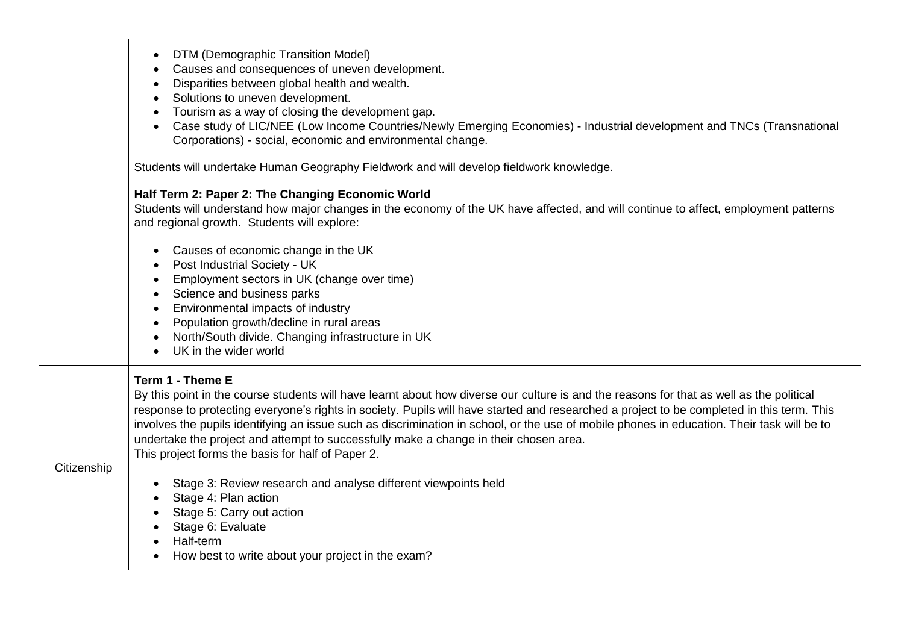| | |
|---|---|
| | • DTM (Demographic Transition Model)<br>• Causes and consequences of uneven development.<br>• Disparities between global health and wealth.<br>• Solutions to uneven development.<br>• Tourism as a way of closing the development gap.<br>• Case study of LIC/NEE (Low Income Countries/Newly Emerging Economies) - Industrial development and TNCs (Transnational Corporations) - social, economic and environmental change.<br><br>Students will undertake Human Geography Fieldwork and will develop fieldwork knowledge.<br><br>**Half Term 2: Paper 2: The Changing Economic World**<br>Students will understand how major changes in the economy of the UK have affected, and will continue to affect, employment patterns and regional growth. Students will explore:<br><br>• Causes of economic change in the UK<br>• Post Industrial Society - UK<br>• Employment sectors in UK (change over time)<br>• Science and business parks<br>• Environmental impacts of industry<br>• Population growth/decline in rural areas<br>• North/South divide. Changing infrastructure in UK<br>• UK in the wider world |
| Citizenship | **Term 1 - Theme E**<br>By this point in the course students will have learnt about how diverse our culture is and the reasons for that as well as the political response to protecting everyone's rights in society. Pupils will have started and researched a project to be completed in this term. This involves the pupils identifying an issue such as discrimination in school, or the use of mobile phones in education. Their task will be to undertake the project and attempt to successfully make a change in their chosen area.<br>This project forms the basis for half of Paper 2.<br><br>• Stage 3: Review research and analyse different viewpoints held<br>• Stage 4: Plan action<br>• Stage 5: Carry out action<br>• Stage 6: Evaluate<br>• Half-term<br>• How best to write about your project in the exam? |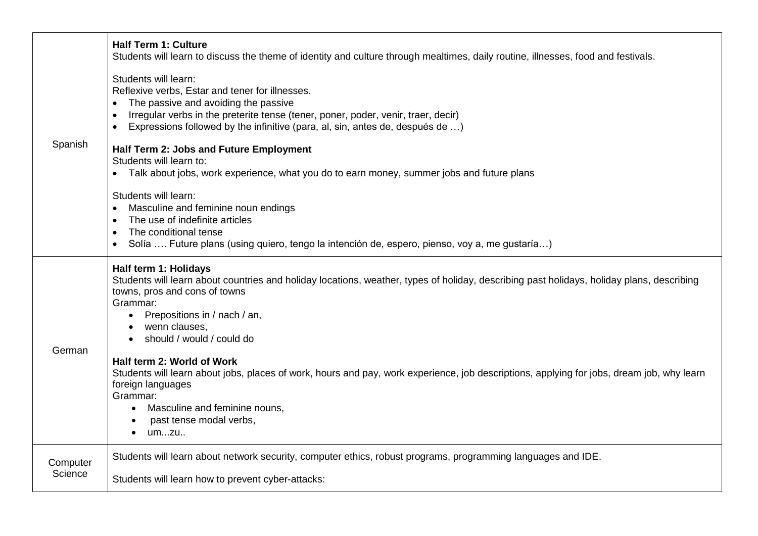| | |
|---|---|
| Spanish | **Half Term 1: Culture**<br>Students will learn to discuss the theme of identity and culture through mealtimes, daily routine, illnesses, food and festivals.<br><br>Students will learn:<br>Reflexive verbs, Estar and tener for illnesses.<br>• The passive and avoiding the passive<br>• Irregular verbs in the preterite tense (tener, poner, poder, venir, traer, decir)<br>• Expressions followed by the infinitive (para, al, sin, antes de, después de …)<br><br>**Half Term 2: Jobs and Future Employment**<br>Students will learn to:<br>• Talk about jobs, work experience, what you do to earn money, summer jobs and future plans<br><br>Students will learn:<br>• Masculine and feminine noun endings<br>• The use of indefinite articles<br>• The conditional tense<br>• Solía …. Future plans (using quiero, tengo la intención de, espero, pienso, voy a, me gustaría…) |
| German | **Half term 1: Holidays**<br>Students will learn about countries and holiday locations, weather, types of holiday, describing past holidays, holiday plans, describing towns, pros and cons of towns<br>Grammar:<br>• Prepositions in / nach / an,<br>• wenn clauses,<br>• should / would / could do<br><br>**Half term 2: World of Work**<br>Students will learn about jobs, places of work, hours and pay, work experience, job descriptions, applying for jobs, dream job, why learn foreign languages<br>Grammar:<br>• Masculine and feminine nouns,<br>• past tense modal verbs,<br>• um...zu.. |
| Computer Science | Students will learn about network security, computer ethics, robust programs, programming languages and IDE.<br><br>Students will learn how to prevent cyber-attacks: |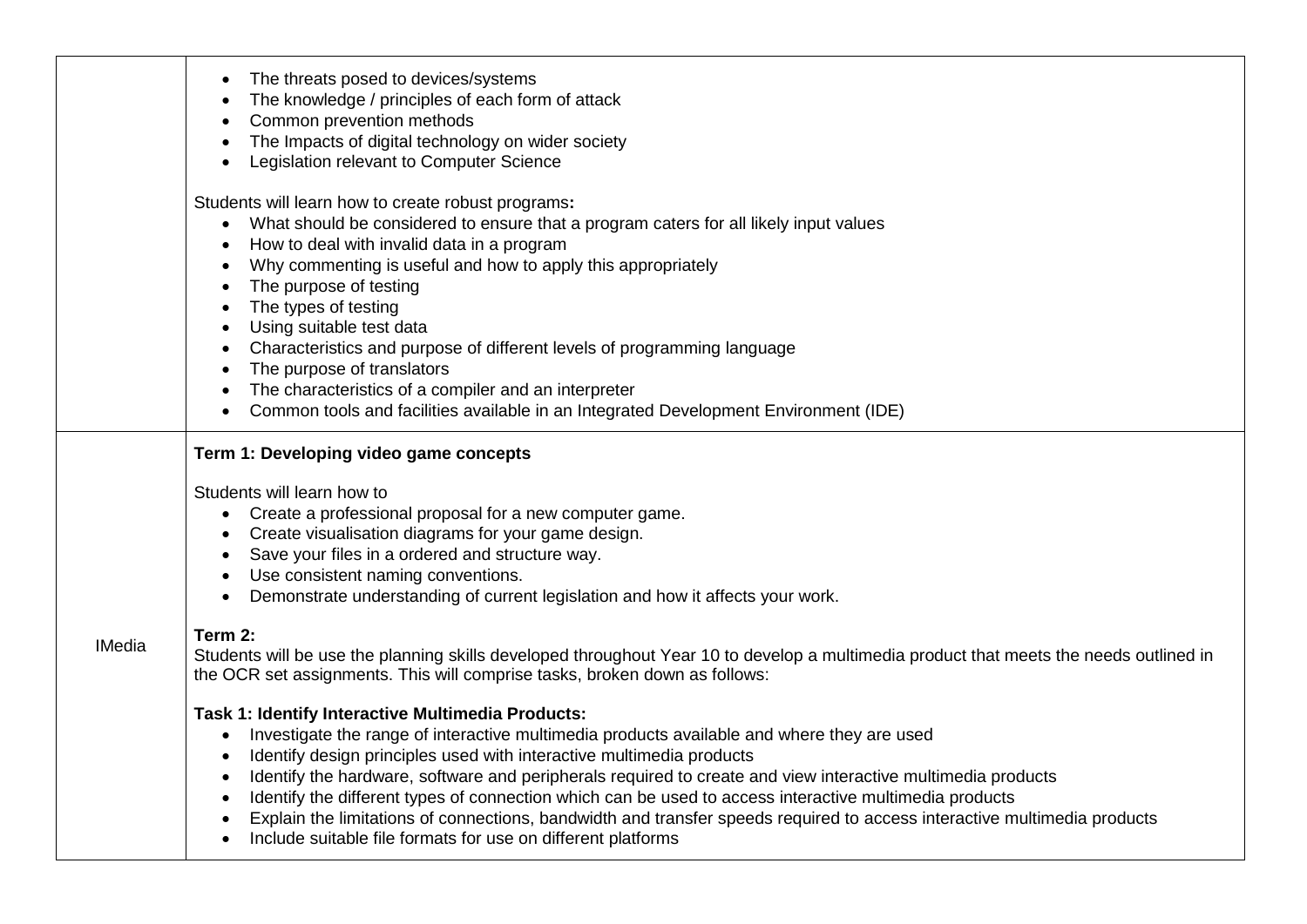| | |
|---|---|
| | <ul><li>The threats posed to devices/systems</li><li>The knowledge / principles of each form of attack</li><li>Common prevention methods</li><li>The Impacts of digital technology on wider society</li><li>Legislation relevant to Computer Science</li></ul>Students will learn how to create robust programs**:**<ul><li>What should be considered to ensure that a program caters for all likely input values</li><li>How to deal with invalid data in a program</li><li>Why commenting is useful and how to apply this appropriately</li><li>The purpose of testing</li><li>The types of testing</li><li>Using suitable test data</li><li>Characteristics and purpose of different levels of programming language</li><li>The purpose of translators</li><li>The characteristics of a compiler and an interpreter</li><li>Common tools and facilities available in an Integrated Development Environment (IDE)</li></ul> |
| IMedia | **Term 1: Developing video game concepts**<br><br>Students will learn how to<ul><li>Create a professional proposal for a new computer game.</li><li>Create visualisation diagrams for your game design.</li><li>Save your files in a ordered and structure way.</li><li>Use consistent naming conventions.</li><li>Demonstrate understanding of current legislation and how it affects your work.</li></ul>**Term 2:**<br>Students will be use the planning skills developed throughout Year 10 to develop a multimedia product that meets the needs outlined in the OCR set assignments. This will comprise tasks, broken down as follows:<br><br>**Task 1: Identify Interactive Multimedia Products:**<ul><li>Investigate the range of interactive multimedia products available and where they are used</li><li>Identify design principles used with interactive multimedia products</li><li>Identify the hardware, software and peripherals required to create and view interactive multimedia products</li><li>Identify the different types of connection which can be used to access interactive multimedia products</li><li>Explain the limitations of connections, bandwidth and transfer speeds required to access interactive multimedia products</li><li>Include suitable file formats for use on different platforms</li></ul> |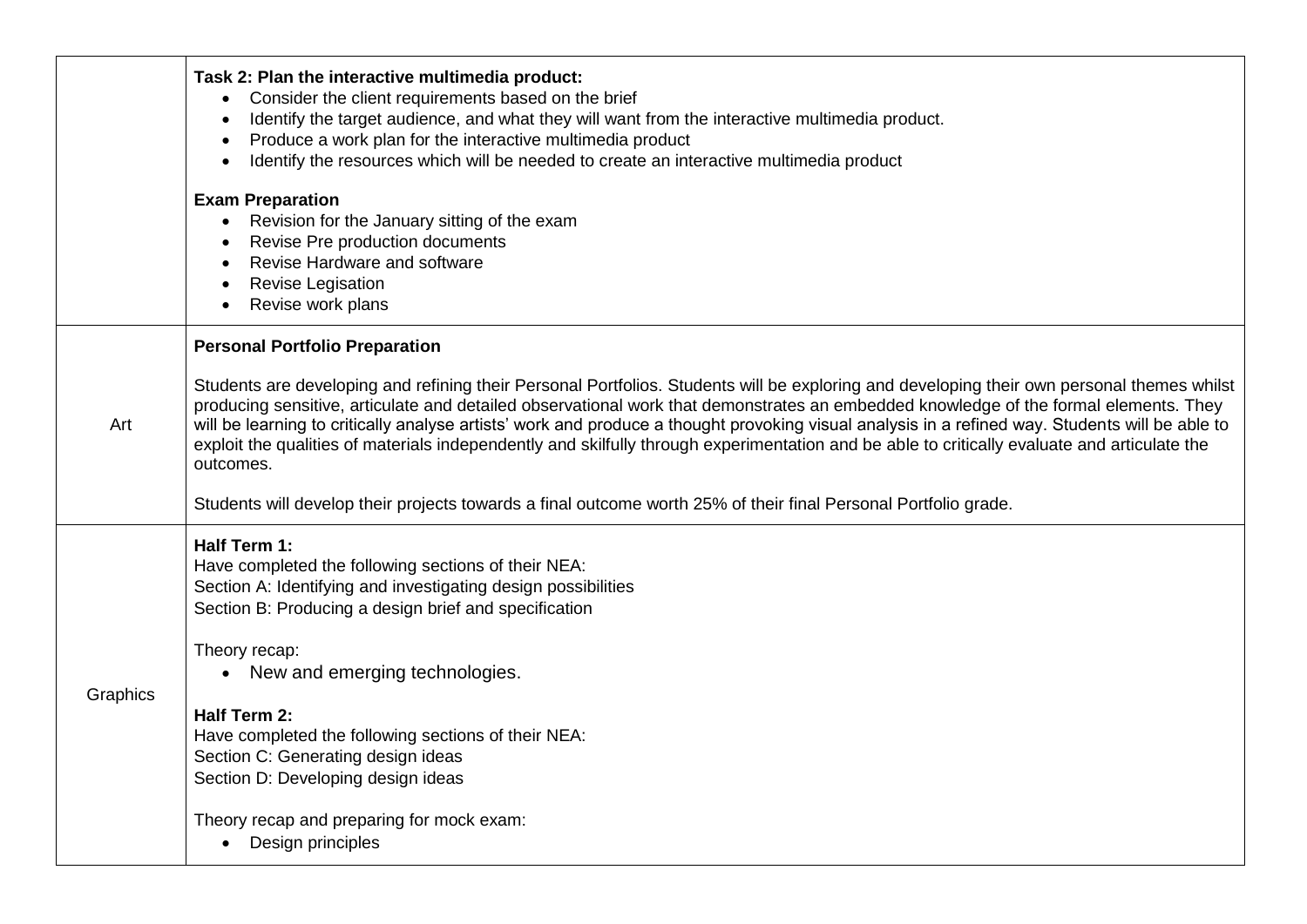| | |
|---|---|
| | **Task 2: Plan the interactive multimedia product:**<br>• Consider the client requirements based on the brief<br>• Identify the target audience, and what they will want from the interactive multimedia product.<br>• Produce a work plan for the interactive multimedia product<br>• Identify the resources which will be needed to create an interactive multimedia product<br><br>**Exam Preparation**<br>• Revision for the January sitting of the exam<br>• Revise Pre production documents<br>• Revise Hardware and software<br>• Revise Legisation<br>• Revise work plans |
| Art | **Personal Portfolio Preparation**<br><br>Students are developing and refining their Personal Portfolios. Students will be exploring and developing their own personal themes whilst producing sensitive, articulate and detailed observational work that demonstrates an embedded knowledge of the formal elements. They will be learning to critically analyse artists' work and produce a thought provoking visual analysis in a refined way. Students will be able to exploit the qualities of materials independently and skilfully through experimentation and be able to critically evaluate and articulate the outcomes.<br><br>Students will develop their projects towards a final outcome worth 25% of their final Personal Portfolio grade. |
| Graphics | **Half Term 1:**<br>Have completed the following sections of their NEA:<br>Section A: Identifying and investigating design possibilities<br>Section B: Producing a design brief and specification<br><br>Theory recap:<br>• New and emerging technologies.<br><br>**Half Term 2:**<br>Have completed the following sections of their NEA:<br>Section C: Generating design ideas<br>Section D: Developing design ideas<br><br>Theory recap and preparing for mock exam:<br>• Design principles |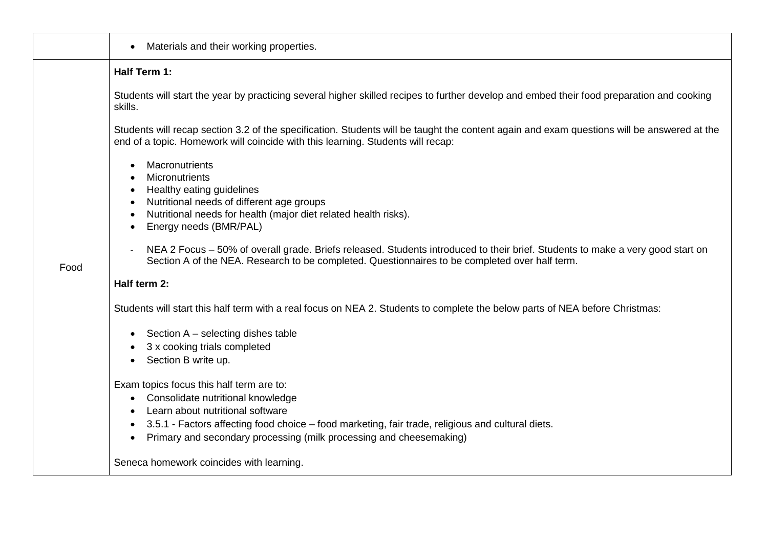| | |
|---|---|
| | • Materials and their working properties. |
| Food | **Half Term 1:**<br><br>Students will start the year by practicing several higher skilled recipes to further develop and embed their food preparation and cooking skills.<br><br>Students will recap section 3.2 of the specification. Students will be taught the content again and exam questions will be answered at the end of a topic. Homework will coincide with this learning. Students will recap:<br><br>• Macronutrients<br>• Micronutrients<br>• Healthy eating guidelines<br>• Nutritional needs of different age groups<br>• Nutritional needs for health (major diet related health risks).<br>• Energy needs (BMR/PAL)<br><br>- NEA 2 Focus – 50% of overall grade. Briefs released. Students introduced to their brief. Students to make a very good start on Section A of the NEA. Research to be completed. Questionnaires to be completed over half term.<br><br>**Half term 2:**<br><br>Students will start this half term with a real focus on NEA 2. Students to complete the below parts of NEA before Christmas:<br><br>• Section A – selecting dishes table<br>• 3 x cooking trials completed<br>• Section B write up.<br><br>Exam topics focus this half term are to:<br>• Consolidate nutritional knowledge<br>• Learn about nutritional software<br>• 3.5.1 - Factors affecting food choice – food marketing, fair trade, religious and cultural diets.<br>• Primary and secondary processing (milk processing and cheesemaking)<br><br>Seneca homework coincides with learning. |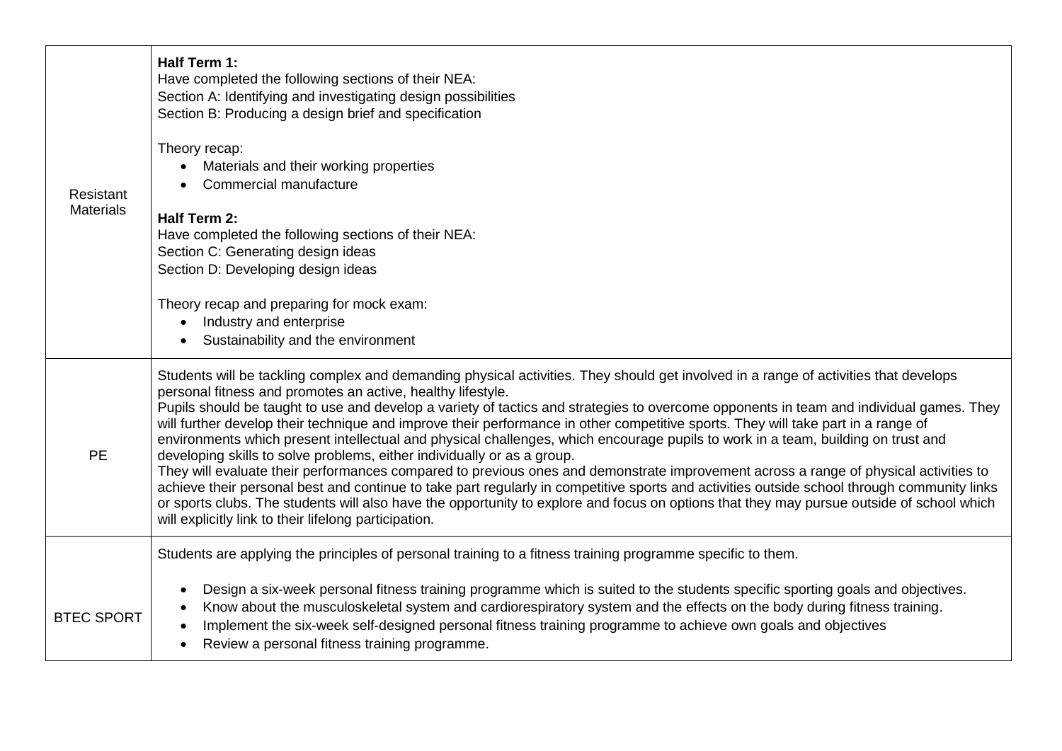| | |
|---|---|
| Resistant Materials | **Half Term 1:**<br>Have completed the following sections of their NEA:<br>Section A: Identifying and investigating design possibilities<br>Section B: Producing a design brief and specification<br><br>Theory recap:<br>• Materials and their working properties<br>• Commercial manufacture<br><br>**Half Term 2:**<br>Have completed the following sections of their NEA:<br>Section C: Generating design ideas<br>Section D: Developing design ideas<br><br>Theory recap and preparing for mock exam:<br>• Industry and enterprise<br>• Sustainability and the environment |
| PE | Students will be tackling complex and demanding physical activities. They should get involved in a range of activities that develops personal fitness and promotes an active, healthy lifestyle.<br>Pupils should be taught to use and develop a variety of tactics and strategies to overcome opponents in team and individual games. They will further develop their technique and improve their performance in other competitive sports. They will take part in a range of environments which present intellectual and physical challenges, which encourage pupils to work in a team, building on trust and developing skills to solve problems, either individually or as a group.<br>They will evaluate their performances compared to previous ones and demonstrate improvement across a range of physical activities to achieve their personal best and continue to take part regularly in competitive sports and activities outside school through community links or sports clubs. The students will also have the opportunity to explore and focus on options that they may pursue outside of school which will explicitly link to their lifelong participation. |
| BTEC SPORT | Students are applying the principles of personal training to a fitness training programme specific to them.<br><br>• Design a six-week personal fitness training programme which is suited to the students specific sporting goals and objectives.<br>• Know about the musculoskeletal system and cardiorespiratory system and the effects on the body during fitness training.<br>• Implement the six-week self-designed personal fitness training programme to achieve own goals and objectives<br>• Review a personal fitness training programme. |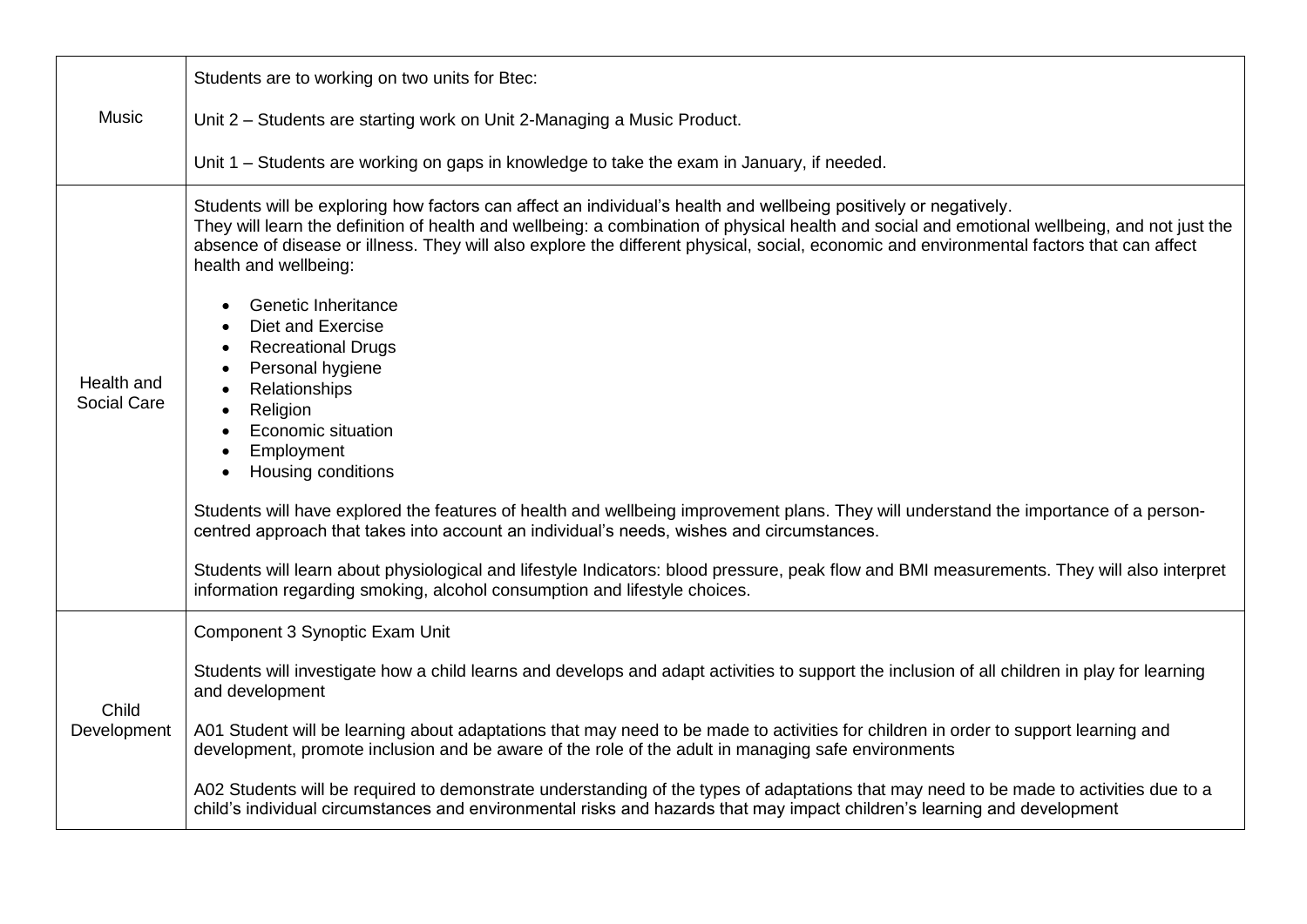| | |
|---|---|
| Music | Students are to working on two units for Btec:<br><br>Unit 2 – Students are starting work on Unit 2-Managing a Music Product.<br><br>Unit 1 – Students are working on gaps in knowledge to take the exam in January, if needed. |
| Health and Social Care | Students will be exploring how factors can affect an individual's health and wellbeing positively or negatively.<br>They will learn the definition of health and wellbeing: a combination of physical health and social and emotional wellbeing, and not just the absence of disease or illness. They will also explore the different physical, social, economic and environmental factors that can affect health and wellbeing:<br><br>• Genetic Inheritance<br>• Diet and Exercise<br>• Recreational Drugs<br>• Personal hygiene<br>• Relationships<br>• Religion<br>• Economic situation<br>• Employment<br>• Housing conditions<br><br>Students will have explored the features of health and wellbeing improvement plans. They will understand the importance of a person-centred approach that takes into account an individual's needs, wishes and circumstances.<br><br>Students will learn about physiological and lifestyle Indicators: blood pressure, peak flow and BMI measurements. They will also interpret information regarding smoking, alcohol consumption and lifestyle choices. |
| Child Development | Component 3 Synoptic Exam Unit<br><br>Students will investigate how a child learns and develops and adapt activities to support the inclusion of all children in play for learning and development<br><br>A01 Student will be learning about adaptations that may need to be made to activities for children in order to support learning and development, promote inclusion and be aware of the role of the adult in managing safe environments<br><br>A02 Students will be required to demonstrate understanding of the types of adaptations that may need to be made to activities due to a child's individual circumstances and environmental risks and hazards that may impact children's learning and development |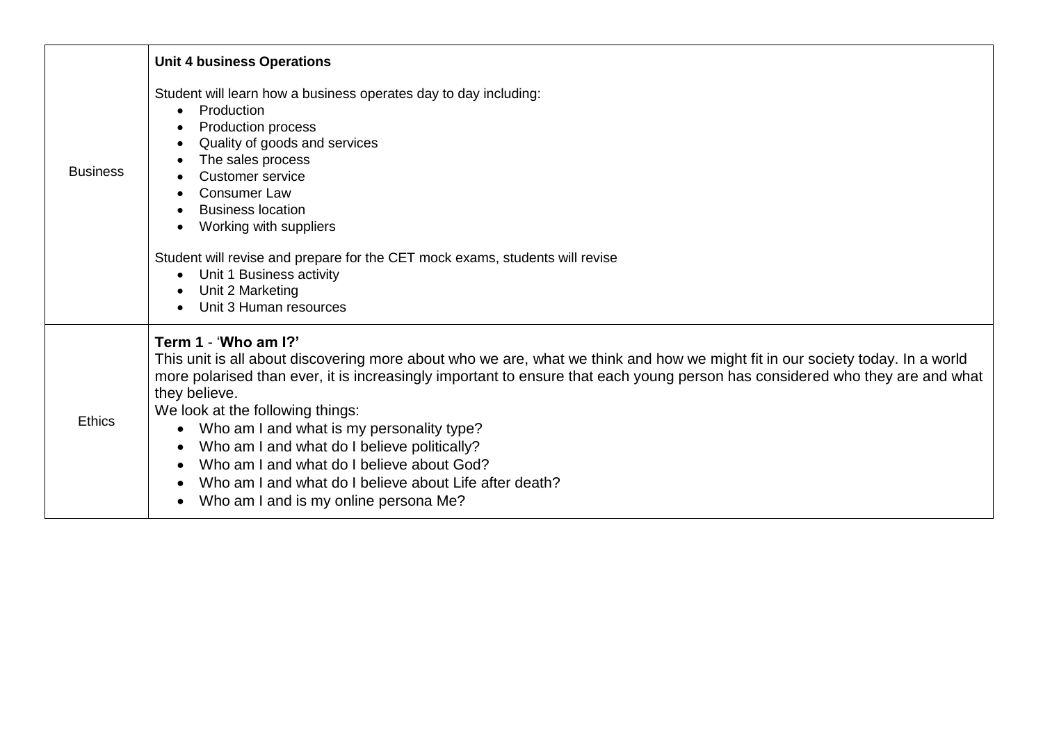| | |
|---|---|
| Business | **Unit 4 business Operations**<br><br>Student will learn how a business operates day to day including:<br>• Production<br>• Production process<br>• Quality of goods and services<br>• The sales process<br>• Customer service<br>• Consumer Law<br>• Business location<br>• Working with suppliers<br><br>Student will revise and prepare for the CET mock exams, students will revise<br>• Unit 1 Business activity<br>• Unit 2 Marketing<br>• Unit 3 Human resources |
| Ethics | **Term 1** - '**Who am I?'**<br>This unit is all about discovering more about who we are, what we think and how we might fit in our society today. In a world more polarised than ever, it is increasingly important to ensure that each young person has considered who they are and what they believe.<br>We look at the following things:<br>• Who am I and what is my personality type?<br>• Who am I and what do I believe politically?<br>• Who am I and what do I believe about God?<br>• Who am I and what do I believe about Life after death?<br>• Who am I and is my online persona Me? |